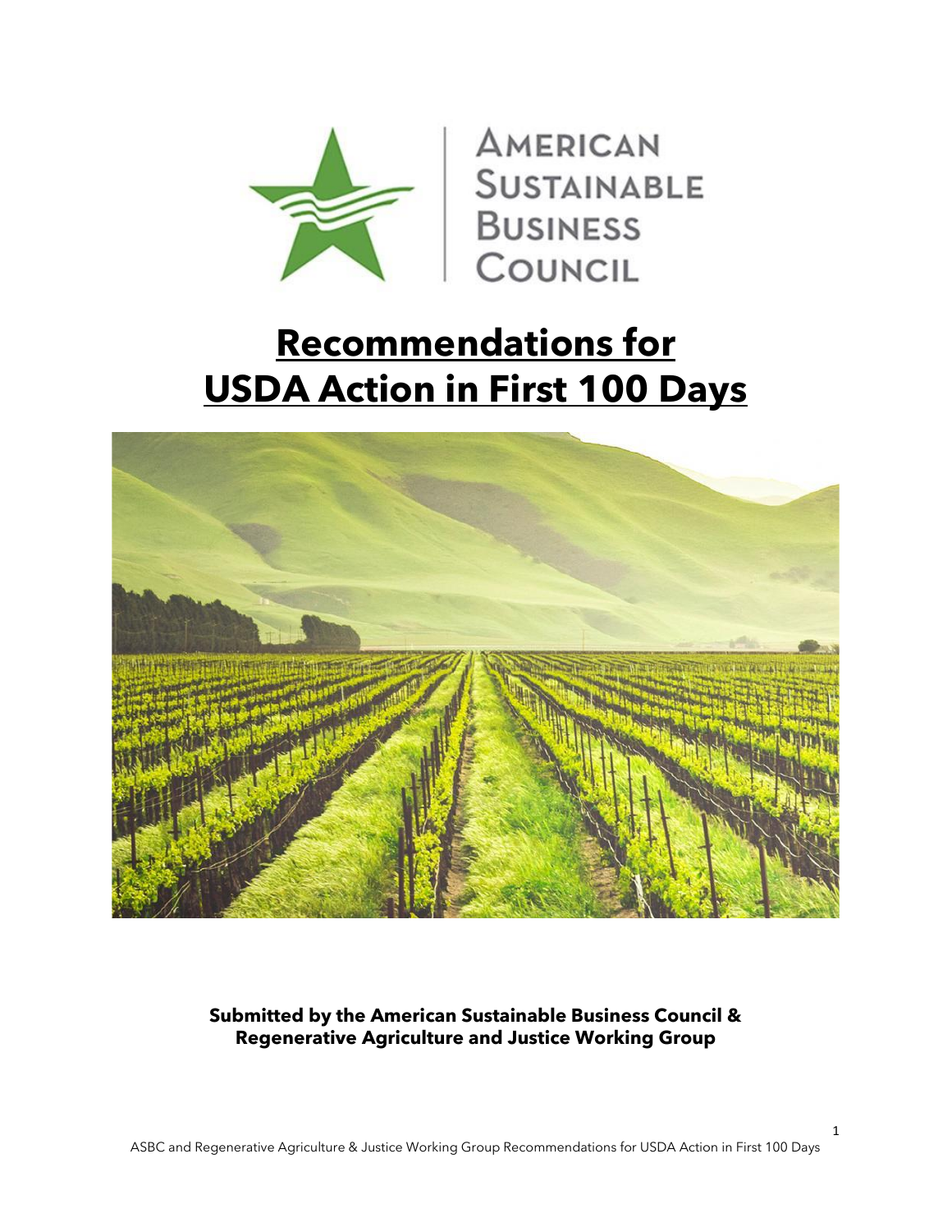American Sustainable Business Council

# Recommendations for USDA Action in First 100 Days

**Submitted by the American Sustainable Business Council & Regenerative Agriculture and Justice Working Group**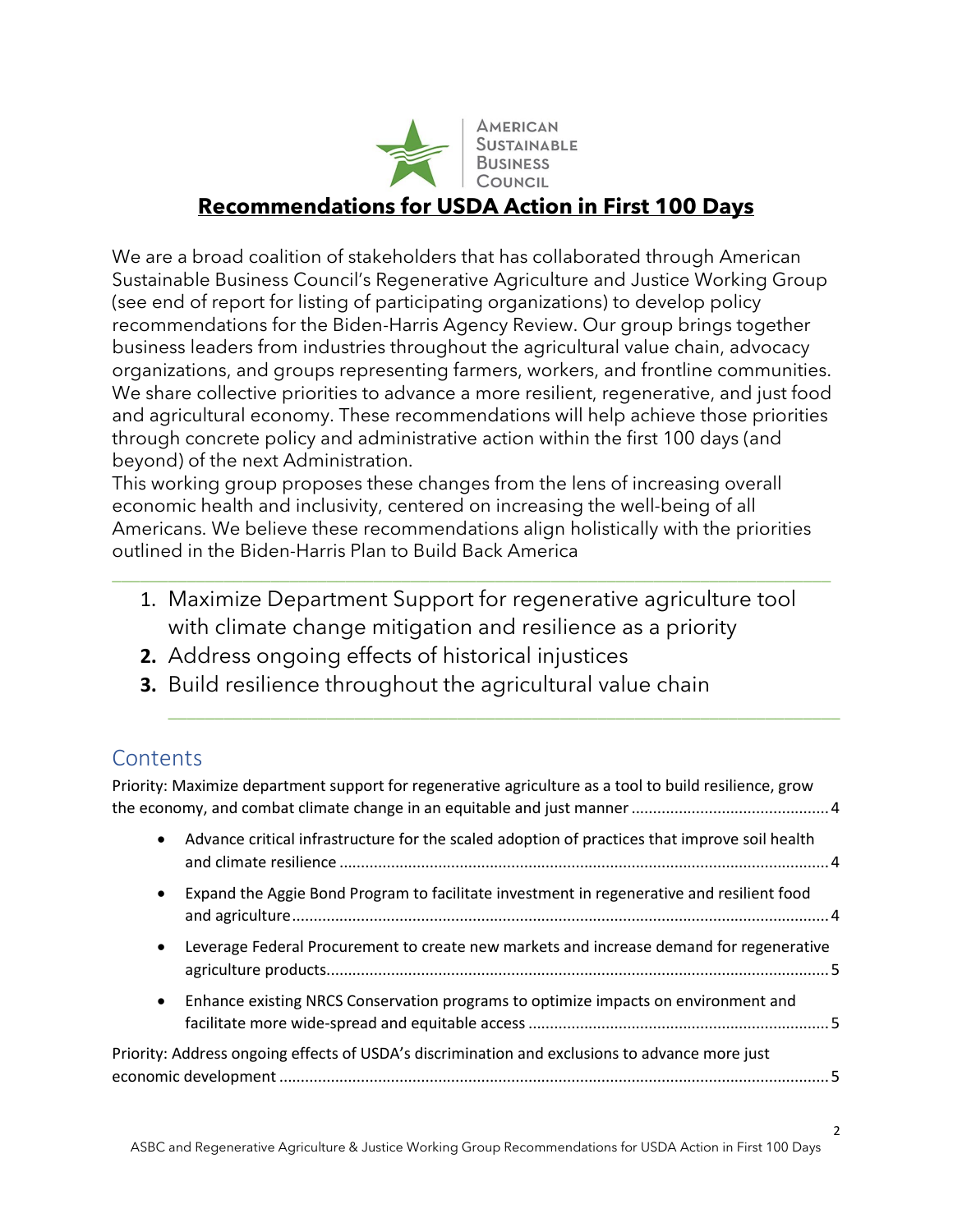# Recommendations for USDA Action in First 100 Days

We are a broad coalition of stakeholders that has collaborated through American Sustainable Business Council's Regenerative Agriculture and Justice Working Group (see end of report for listing of participating organizations) to develop policy recommendations for the Biden-Harris Agency Review. Our group brings together business leaders from industries throughout the agricultural value chain, advocacy organizations, and groups representing farmers, workers, and frontline communities. We share collective priorities to advance a more resilient, regenerative, and just food and agricultural economy. These recommendations will help achieve those priorities through concrete policy and administrative action within the first 100 days (and beyond) of the next Administration.

This working group proposes these changes from the lens of increasing overall economic health and inclusivity, centered on increasing the well-being of all Americans. We believe these recommendations align holistically with the priorities outlined in the Biden-Harris Plan to Build Back America

---

1. Maximize Department Support for regenerative agriculture tool with climate change mitigation and resilience as a priority
2. Address ongoing effects of historical injustices
3. Build resilience throughout the agricultural value chain

---

## Contents

Priority: Maximize department support for regenerative agriculture as a tool to build resilience, grow the economy, and combat climate change in an equitable and just manner ........ 4

- Advance critical infrastructure for the scaled adoption of practices that improve soil health and climate resilience ........ 4
- Expand the Aggie Bond Program to facilitate investment in regenerative and resilient food and agriculture ........ 4
- Leverage Federal Procurement to create new markets and increase demand for regenerative agriculture products ........ 5
- Enhance existing NRCS Conservation programs to optimize impacts on environment and facilitate more wide-spread and equitable access ........ 5

Priority: Address ongoing effects of USDA's discrimination and exclusions to advance more just economic development ........ 5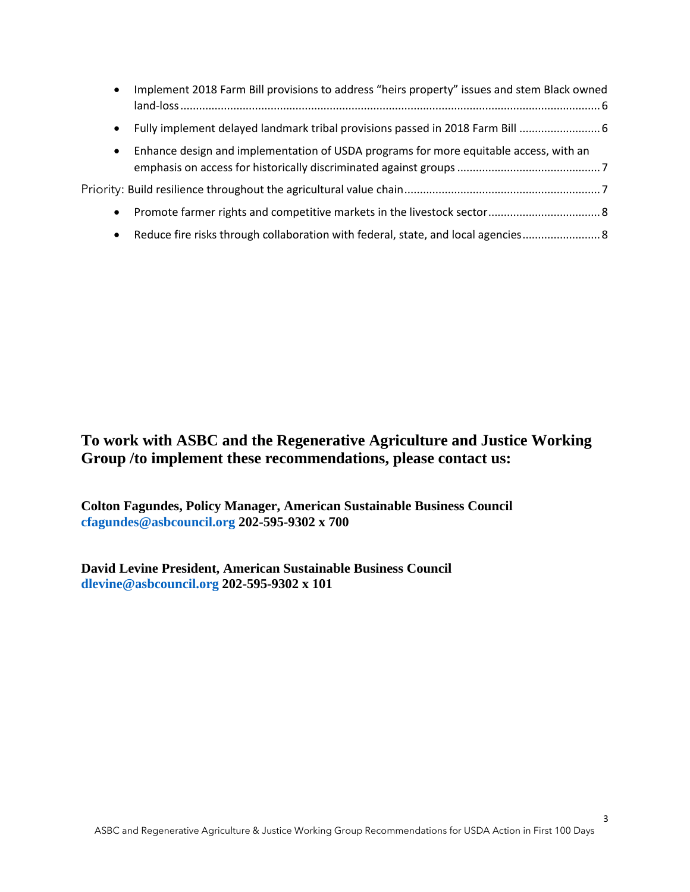- Implement 2018 Farm Bill provisions to address "heirs property" issues and stem Black owned land-loss ..................................................................................................................................... 6
- Fully implement delayed landmark tribal provisions passed in 2018 Farm Bill .......................... 6
- Enhance design and implementation of USDA programs for more equitable access, with an emphasis on access for historically discriminated against groups ............................................. 7

Priority: Build resilience throughout the agricultural value chain ............................................................. 7

- Promote farmer rights and competitive markets in the livestock sector ................................... 8
- Reduce fire risks through collaboration with federal, state, and local agencies ......................... 8

## To work with ASBC and the Regenerative Agriculture and Justice Working Group /to implement these recommendations, please contact us:

**Colton Fagundes, Policy Manager, American Sustainable Business Council**
**cfagundes@asbcouncil.org 202-595-9302 x 700**

**David Levine President, American Sustainable Business Council**
**dlevine@asbcouncil.org 202-595-9302 x 101**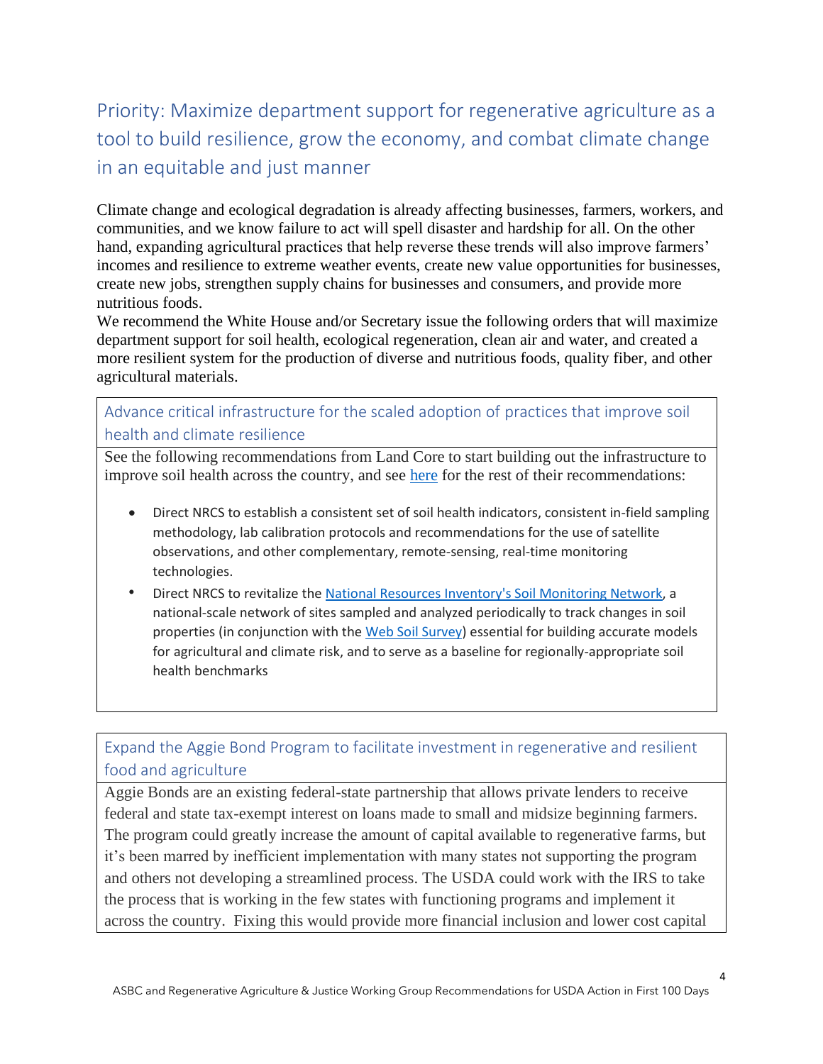## Priority: Maximize department support for regenerative agriculture as a tool to build resilience, grow the economy, and combat climate change in an equitable and just manner

Climate change and ecological degradation is already affecting businesses, farmers, workers, and communities, and we know failure to act will spell disaster and hardship for all. On the other hand, expanding agricultural practices that help reverse these trends will also improve farmers' incomes and resilience to extreme weather events, create new value opportunities for businesses, create new jobs, strengthen supply chains for businesses and consumers, and provide more nutritious foods.

We recommend the White House and/or Secretary issue the following orders that will maximize department support for soil health, ecological regeneration, clean air and water, and created a more resilient system for the production of diverse and nutritious foods, quality fiber, and other agricultural materials.

### Advance critical infrastructure for the scaled adoption of practices that improve soil health and climate resilience

See the following recommendations from Land Core to start building out the infrastructure to improve soil health across the country, and see here for the rest of their recommendations:

- Direct NRCS to establish a consistent set of soil health indicators, consistent in-field sampling methodology, lab calibration protocols and recommendations for the use of satellite observations, and other complementary, remote-sensing, real-time monitoring technologies.
- Direct NRCS to revitalize the National Resources Inventory's Soil Monitoring Network, a national-scale network of sites sampled and analyzed periodically to track changes in soil properties (in conjunction with the Web Soil Survey) essential for building accurate models for agricultural and climate risk, and to serve as a baseline for regionally-appropriate soil health benchmarks

### Expand the Aggie Bond Program to facilitate investment in regenerative and resilient food and agriculture

Aggie Bonds are an existing federal-state partnership that allows private lenders to receive federal and state tax-exempt interest on loans made to small and midsize beginning farmers. The program could greatly increase the amount of capital available to regenerative farms, but it's been marred by inefficient implementation with many states not supporting the program and others not developing a streamlined process. The USDA could work with the IRS to take the process that is working in the few states with functioning programs and implement it across the country. Fixing this would provide more financial inclusion and lower cost capital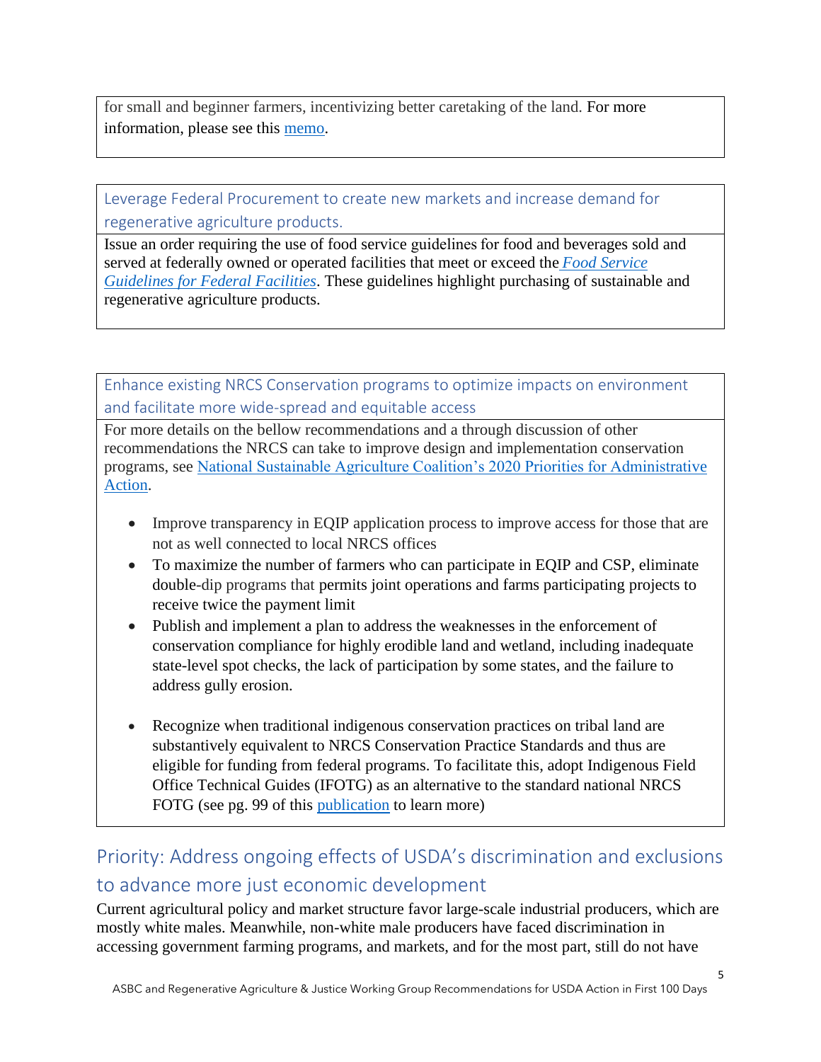for small and beginner farmers, incentivizing better caretaking of the land. For more information, please see this memo.

### Leverage Federal Procurement to create new markets and increase demand for regenerative agriculture products.

Issue an order requiring the use of food service guidelines for food and beverages sold and served at federally owned or operated facilities that meet or exceed the *Food Service Guidelines for Federal Facilities*. These guidelines highlight purchasing of sustainable and regenerative agriculture products.

### Enhance existing NRCS Conservation programs to optimize impacts on environment and facilitate more wide-spread and equitable access

For more details on the bellow recommendations and a through discussion of other recommendations the NRCS can take to improve design and implementation conservation programs, see National Sustainable Agriculture Coalition's 2020 Priorities for Administrative Action.

- Improve transparency in EQIP application process to improve access for those that are not as well connected to local NRCS offices
- To maximize the number of farmers who can participate in EQIP and CSP, eliminate double-dip programs that permits joint operations and farms participating projects to receive twice the payment limit
- Publish and implement a plan to address the weaknesses in the enforcement of conservation compliance for highly erodible land and wetland, including inadequate state-level spot checks, the lack of participation by some states, and the failure to address gully erosion.
- Recognize when traditional indigenous conservation practices on tribal land are substantively equivalent to NRCS Conservation Practice Standards and thus are eligible for funding from federal programs. To facilitate this, adopt Indigenous Field Office Technical Guides (IFOTG) as an alternative to the standard national NRCS FOTG (see pg. 99 of this publication to learn more)

## Priority: Address ongoing effects of USDA's discrimination and exclusions to advance more just economic development

Current agricultural policy and market structure favor large-scale industrial producers, which are mostly white males. Meanwhile, non-white male producers have faced discrimination in accessing government farming programs, and markets, and for the most part, still do not have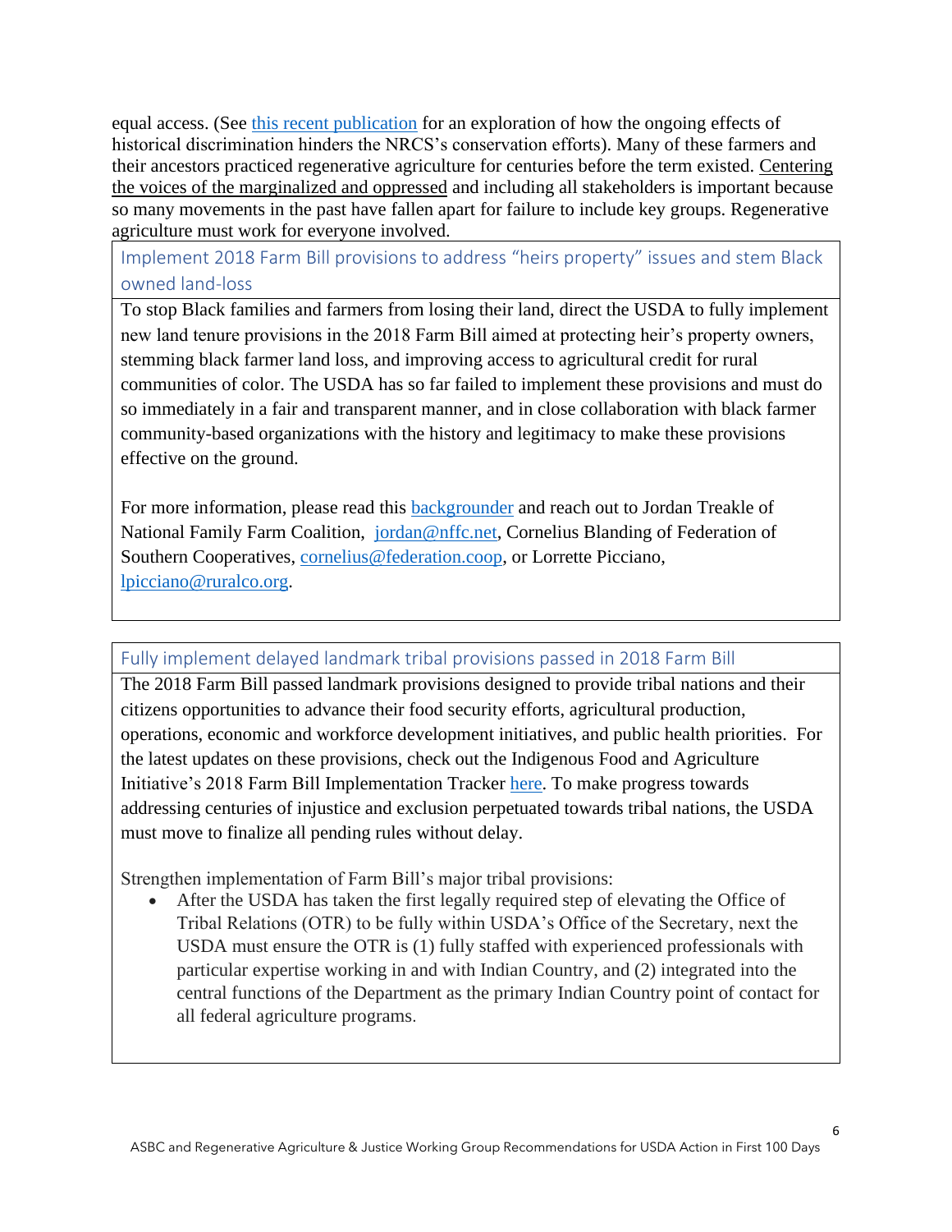equal access. (See [this recent publication] for an exploration of how the ongoing effects of historical discrimination hinders the NRCS's conservation efforts). Many of these farmers and their ancestors practiced regenerative agriculture for centuries before the term existed. Centering the voices of the marginalized and oppressed and including all stakeholders is important because so many movements in the past have fallen apart for failure to include key groups. Regenerative agriculture must work for everyone involved.

### Implement 2018 Farm Bill provisions to address "heirs property" issues and stem Black owned land-loss

To stop Black families and farmers from losing their land, direct the USDA to fully implement new land tenure provisions in the 2018 Farm Bill aimed at protecting heir's property owners, stemming black farmer land loss, and improving access to agricultural credit for rural communities of color. The USDA has so far failed to implement these provisions and must do so immediately in a fair and transparent manner, and in close collaboration with black farmer community-based organizations with the history and legitimacy to make these provisions effective on the ground.

For more information, please read this backgrounder and reach out to Jordan Treakle of National Family Farm Coalition, jordan@nffc.net, Cornelius Blanding of Federation of Southern Cooperatives, cornelius@federation.coop, or Lorrette Picciano, lpicciano@ruralco.org.

### Fully implement delayed landmark tribal provisions passed in 2018 Farm Bill

The 2018 Farm Bill passed landmark provisions designed to provide tribal nations and their citizens opportunities to advance their food security efforts, agricultural production, operations, economic and workforce development initiatives, and public health priorities. For the latest updates on these provisions, check out the Indigenous Food and Agriculture Initiative's 2018 Farm Bill Implementation Tracker here. To make progress towards addressing centuries of injustice and exclusion perpetuated towards tribal nations, the USDA must move to finalize all pending rules without delay.

Strengthen implementation of Farm Bill's major tribal provisions:

- After the USDA has taken the first legally required step of elevating the Office of Tribal Relations (OTR) to be fully within USDA's Office of the Secretary, next the USDA must ensure the OTR is (1) fully staffed with experienced professionals with particular expertise working in and with Indian Country, and (2) integrated into the central functions of the Department as the primary Indian Country point of contact for all federal agriculture programs.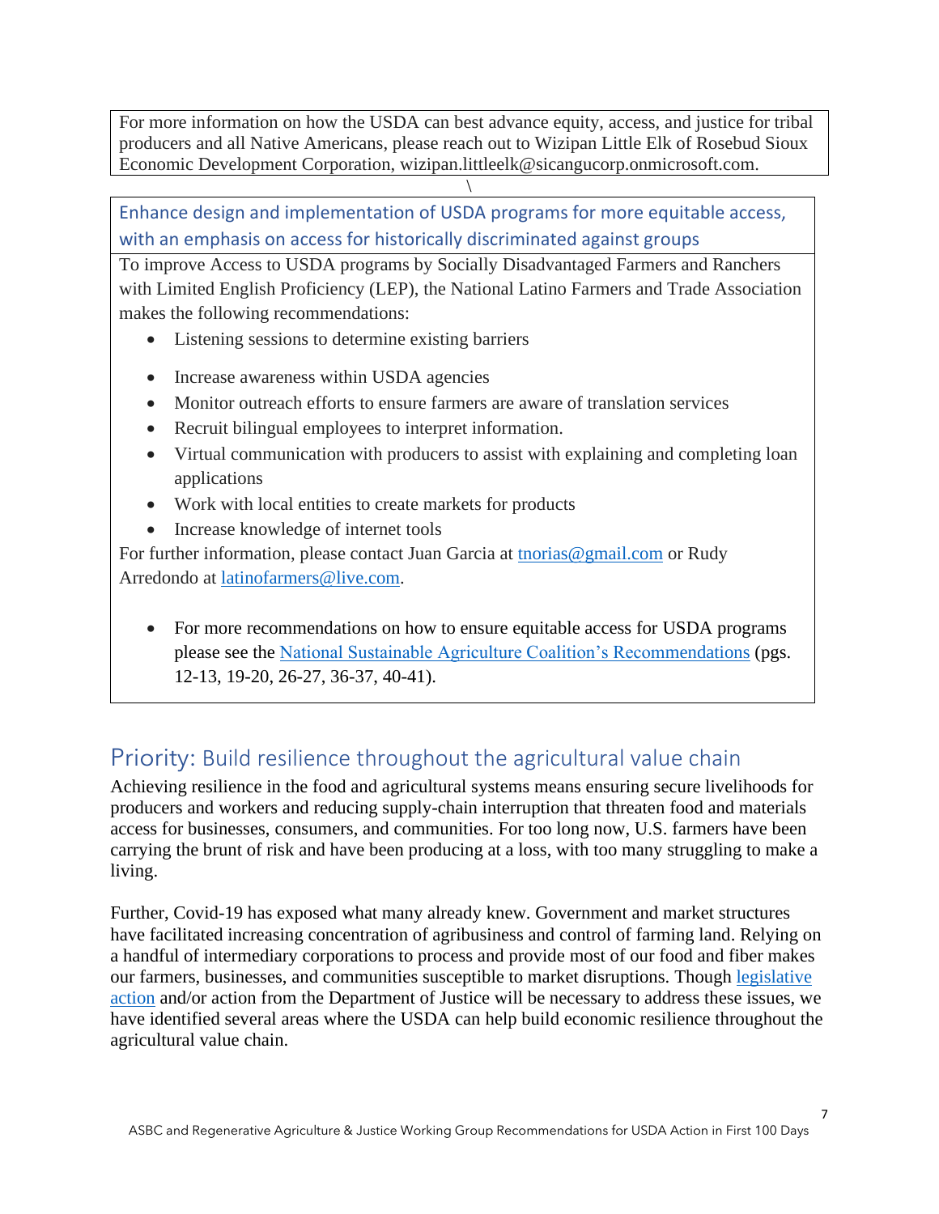For more information on how the USDA can best advance equity, access, and justice for tribal producers and all Native Americans, please reach out to Wizipan Little Elk of Rosebud Sioux Economic Development Corporation, wizipan.littleelk@sicangucorp.onmicrosoft.com.

\

### Enhance design and implementation of USDA programs for more equitable access, with an emphasis on access for historically discriminated against groups

To improve Access to USDA programs by Socially Disadvantaged Farmers and Ranchers with Limited English Proficiency (LEP), the National Latino Farmers and Trade Association makes the following recommendations:

- Listening sessions to determine existing barriers
- Increase awareness within USDA agencies
- Monitor outreach efforts to ensure farmers are aware of translation services
- Recruit bilingual employees to interpret information.
- Virtual communication with producers to assist with explaining and completing loan applications
- Work with local entities to create markets for products
- Increase knowledge of internet tools

For further information, please contact Juan Garcia at tnorias@gmail.com or Rudy Arredondo at latinofarmers@live.com.

- For more recommendations on how to ensure equitable access for USDA programs please see the National Sustainable Agriculture Coalition's Recommendations (pgs. 12-13, 19-20, 26-27, 36-37, 40-41).

## Priority: Build resilience throughout the agricultural value chain

Achieving resilience in the food and agricultural systems means ensuring secure livelihoods for producers and workers and reducing supply-chain interruption that threaten food and materials access for businesses, consumers, and communities. For too long now, U.S. farmers have been carrying the brunt of risk and have been producing at a loss, with too many struggling to make a living.

Further, Covid-19 has exposed what many already knew. Government and market structures have facilitated increasing concentration of agribusiness and control of farming land. Relying on a handful of intermediary corporations to process and provide most of our food and fiber makes our farmers, businesses, and communities susceptible to market disruptions. Though legislative action and/or action from the Department of Justice will be necessary to address these issues, we have identified several areas where the USDA can help build economic resilience throughout the agricultural value chain.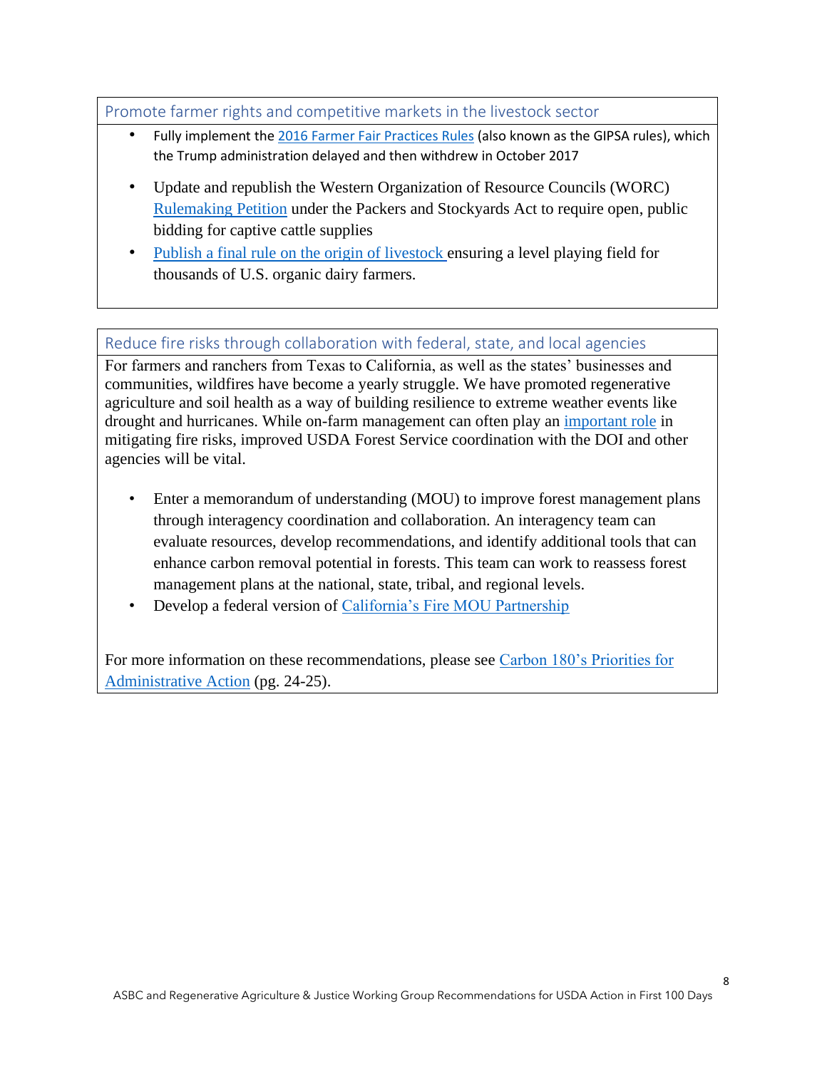## Promote farmer rights and competitive markets in the livestock sector

- Fully implement the 2016 Farmer Fair Practices Rules (also known as the GIPSA rules), which the Trump administration delayed and then withdrew in October 2017
- Update and republish the Western Organization of Resource Councils (WORC) Rulemaking Petition under the Packers and Stockyards Act to require open, public bidding for captive cattle supplies
- Publish a final rule on the origin of livestock ensuring a level playing field for thousands of U.S. organic dairy farmers.

## Reduce fire risks through collaboration with federal, state, and local agencies

For farmers and ranchers from Texas to California, as well as the states' businesses and communities, wildfires have become a yearly struggle. We have promoted regenerative agriculture and soil health as a way of building resilience to extreme weather events like drought and hurricanes. While on-farm management can often play an important role in mitigating fire risks, improved USDA Forest Service coordination with the DOI and other agencies will be vital.

- Enter a memorandum of understanding (MOU) to improve forest management plans through interagency coordination and collaboration. An interagency team can evaluate resources, develop recommendations, and identify additional tools that can enhance carbon removal potential in forests. This team can work to reassess forest management plans at the national, state, tribal, and regional levels.
- Develop a federal version of California's Fire MOU Partnership

For more information on these recommendations, please see Carbon 180's Priorities for Administrative Action (pg. 24-25).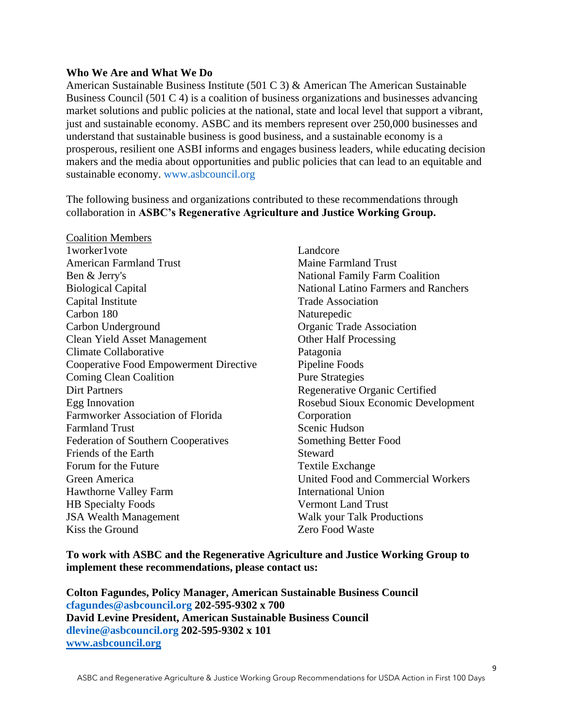**Who We Are and What We Do**

American Sustainable Business Institute (501 C 3) & American The American Sustainable Business Council (501 C 4) is a coalition of business organizations and businesses advancing market solutions and public policies at the national, state and local level that support a vibrant, just and sustainable economy. ASBC and its members represent over 250,000 businesses and understand that sustainable business is good business, and a sustainable economy is a prosperous, resilient one ASBI informs and engages business leaders, while educating decision makers and the media about opportunities and public policies that can lead to an equitable and sustainable economy. www.asbcouncil.org

The following business and organizations contributed to these recommendations through collaboration in **ASBC's Regenerative Agriculture and Justice Working Group.**

Coalition Members

- 1worker1vote
- American Farmland Trust
- Ben & Jerry's
- Biological Capital
- Capital Institute
- Carbon 180
- Carbon Underground
- Clean Yield Asset Management
- Climate Collaborative
- Cooperative Food Empowerment Directive
- Coming Clean Coalition
- Dirt Partners
- Egg Innovation
- Farmworker Association of Florida
- Farmland Trust
- Federation of Southern Cooperatives
- Friends of the Earth
- Forum for the Future
- Green America
- Hawthorne Valley Farm
- HB Specialty Foods
- JSA Wealth Management
- Kiss the Ground
- Landcore
- Maine Farmland Trust
- National Family Farm Coalition
- National Latino Farmers and Ranchers Trade Association
- Naturepedic
- Organic Trade Association
- Other Half Processing
- Patagonia
- Pipeline Foods
- Pure Strategies
- Regenerative Organic Certified
- Rosebud Sioux Economic Development Corporation
- Scenic Hudson
- Something Better Food
- Steward
- Textile Exchange
- United Food and Commercial Workers International Union
- Vermont Land Trust
- Walk your Talk Productions
- Zero Food Waste

**To work with ASBC and the Regenerative Agriculture and Justice Working Group to implement these recommendations, please contact us:**

**Colton Fagundes, Policy Manager, American Sustainable Business Council**
**cfagundes@asbcouncil.org 202-595-9302 x 700**
**David Levine President, American Sustainable Business Council**
**dlevine@asbcouncil.org 202-595-9302 x 101**
**www.asbcouncil.org**